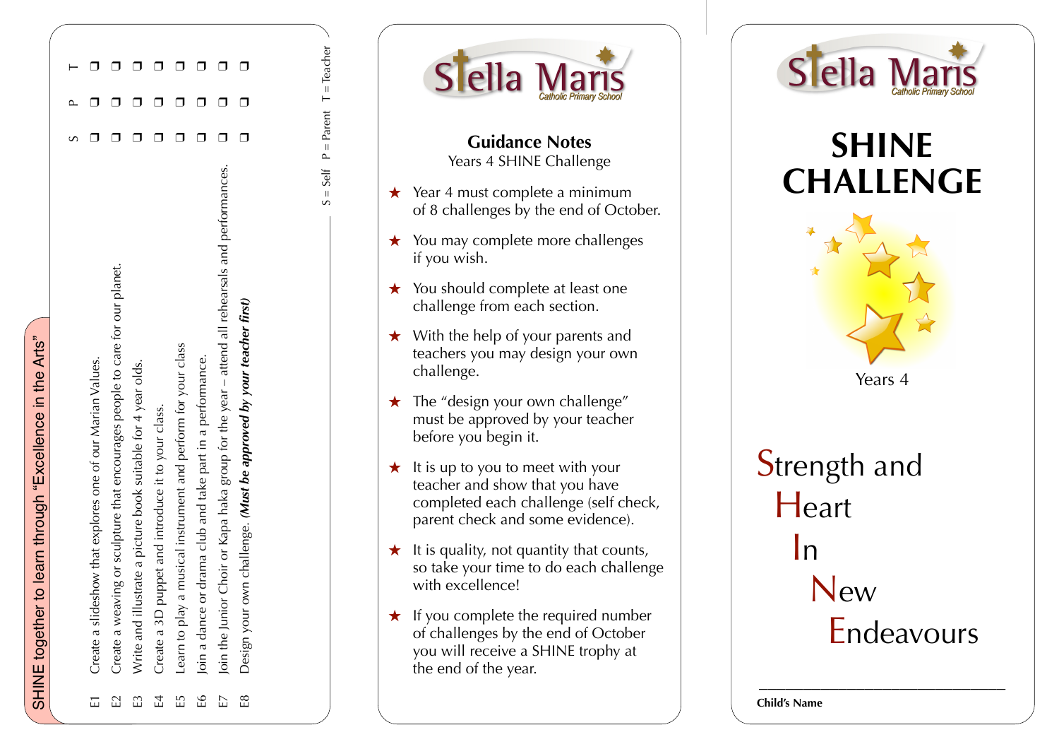## SHINE together to learn through "Excellence in the Arts"

| | | S | P | T |
|---|---|---|---|---|
| E1 | Create a slideshow that explores one of our Marian Values. | ❒ | ❒ | ❒ |
| E2 | Create a weaving or sculpture that encourages people to care for our planet. | ❒ | ❒ | ❒ |
| E3 | Write and illustrate a picture book suitable for 4 year olds. | ❒ | ❒ | ❒ |
| E4 | Create a 3D puppet and introduce it to your class. | ❒ | ❒ | ❒ |
| E5 | Learn to play a musical instrument and perform for your class | ❒ | ❒ | ❒ |
| E6 | Join a dance or drama club and take part in a perfomance. | ❒ | ❒ | ❒ |
| E7 | Join the Junior Choir or Kapa haka group for the year – attend all rehearsals and performances. | ❒ | ❒ | ❒ |
| E8 | Design your own challenge. ***(Must be approved by your teacher first)*** | ❒ | ❒ | ❒ |

S = Self P = Parent T = Teacher

---

Stella Maris
Catholic Primary School

## Guidance Notes

Years 4 SHINE Challenge

- ★ Year 4 must complete a minimum of 8 challenges by the end of October.
- ★ You may complete more challenges if you wish.
- ★ You should complete at least one challenge from each section.
- ★ With the help of your parents and teachers you may design your own challenge.
- ★ The "design your own challenge" must be approved by your teacher before you begin it.
- ★ It is up to you to meet with your teacher and show that you have completed each challenge (self check, parent check and some evidence).
- ★ It is quality, not quantity that counts, so take your time to do each challenge with excellence!
- ★ If you complete the required number of challenges by the end of October you will receive a SHINE trophy at the end of the year.

---

Stella Maris
Catholic Primary School

# SHINE CHALLENGE

Years 4

**S**trength and
**H**eart
**I**n
**N**ew
**E**ndeavours

____________________________________

**Child's Name**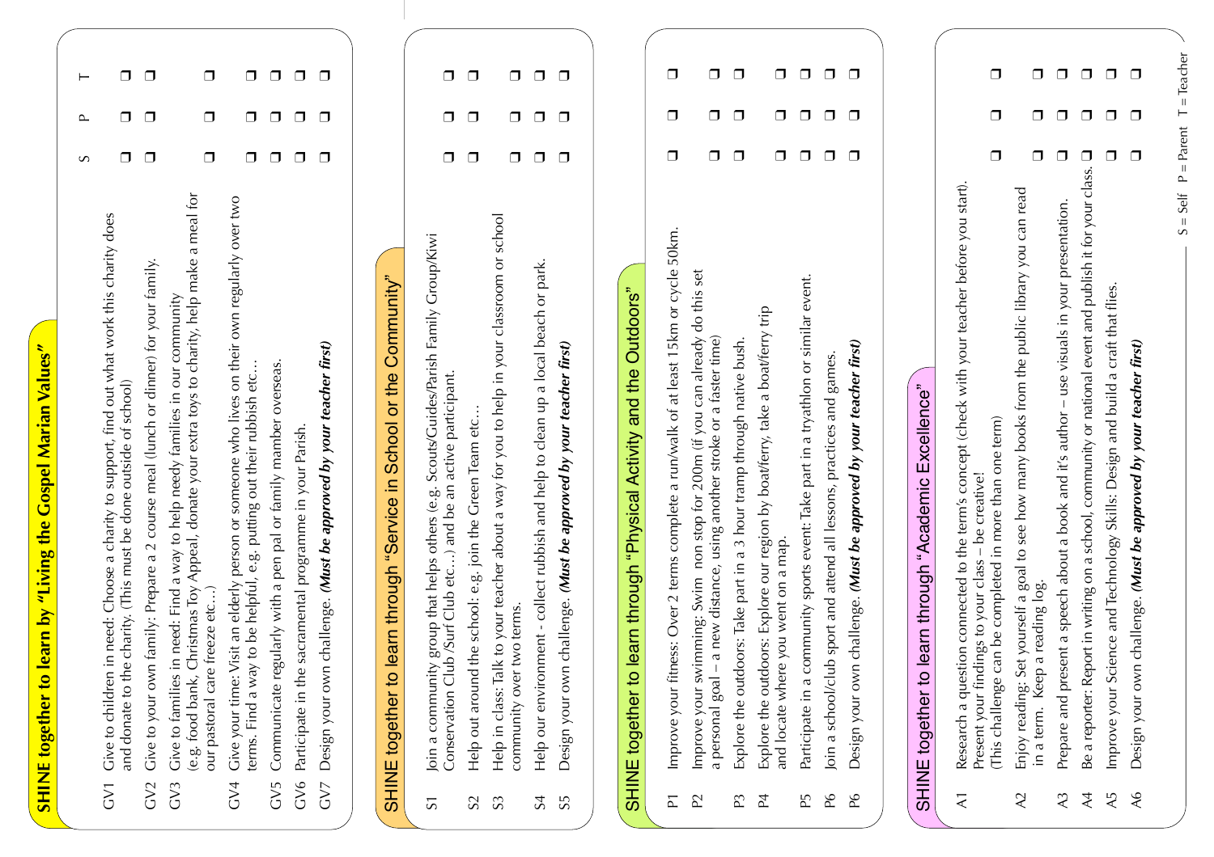## SHINE together to learn by *"Living the Gospel Marian Values"*

| | | S | P | T |
|---|---|---|---|---|
| GV1 | Give to children in need: Choose a charity to support, find out what work this charity does and donate to the charity. (This must be done outside of school) | ❒ | ❒ | ❒ |
| GV2 | Give to your own family: Prepare a 2 course meal (lunch or dinner) for your family. | ❒ | ❒ | ❒ |
| GV3 | Give to families in need: Find a way to help needy families in our community (e.g. food bank, Christmas Toy Appeal, donate your extra toys to charity, help make a meal for our pastoral care freeze etc…) | ❒ | ❒ | ❒ |
| GV4 | Give your time: Visit an elderly person or someone who lives on their own regularly over two terms. Find a way to be helpful, e.g. putting out their rubbish etc… | ❒ | ❒ | ❒ |
| GV5 | Communicate regularly with a pen pal or family mamber overseas. | ❒ | ❒ | ❒ |
| GV6 | Participate in the sacramental programme in your Parish. | ❒ | ❒ | ❒ |
| GV7 | Design your own challenge. ***(Must be approved by your teacher first)*** | ❒ | ❒ | ❒ |

## SHINE together to learn through "Service in School or the Community"

| | | S | P | T |
|---|---|---|---|---|
| S1 | Join a community group that helps others (e.g. Scouts/Guides/Parish Family Group/Kiwi Conservation Club /Surf Club etc…) and be an active participant. | ❒ | ❒ | ❒ |
| S2 | Help out around the school: e.g. join the Green Team etc… | ❒ | ❒ | ❒ |
| S3 | Help in class: Talk to your teacher about a way for you to help in your classroom or school community over two terms. | ❒ | ❒ | ❒ |
| S4 | Help our environment - collect rubbish and help to clean up a local beach or park. | ❒ | ❒ | ❒ |
| S5 | Design your own challenge. ***(Must be approved by your teacher first)*** | ❒ | ❒ | ❒ |

## SHINE together to learn through "Physical Activity and the Outdoors"

| | | S | P | T |
|---|---|---|---|---|
| P1 | Improve your fitness: Over 2 terms complete a run/walk of at least 15km or cycle 50km. | ❒ | ❒ | ❒ |
| P2 | Improve your swimming: Swim non stop for 200m (if you can already do this set a personal goal – a new distance, using another stroke or a faster time) | ❒ | ❒ | ❒ |
| P3 | Explore the outdoors: Take part in a 3 hour tramp through native bush. | ❒ | ❒ | ❒ |
| P4 | Explore the outdoors: Explore our region by boat/ferry, take a boat/ferry trip and locate where you went on a map. | ❒ | ❒ | ❒ |
| P5 | Participate in a community sports event: Take part in a tryathlon or similar event. | ❒ | ❒ | ❒ |
| P6 | Join a school/club sport and attend all lessons, practices and games. | ❒ | ❒ | ❒ |
| P6 | Design your own challenge. ***(Must be approved by your teacher first)*** | ❒ | ❒ | ❒ |

## SHINE together to learn through "Academic Excellence"

| | | S | P | T |
|---|---|---|---|---|
| A1 | Research a question connected to the term's concept (check with your teacher before you start). Present your findings to your class – be creative! (This challenge can be completed in more than one term) | ❒ | ❒ | ❒ |
| A2 | Enjoy reading: Set yourself a goal to see how many books from the public library you can read in a term. Keep a reading log. | ❒ | ❒ | ❒ |
| A3 | Prepare and present a speech about a book and it's author – use visuals in your presentation. | ❒ | ❒ | ❒ |
| A4 | Be a reporter: Report in writing on a school, community or national event and publish it for your class. | ❒ | ❒ | ❒ |
| A5 | Improve your Science and Technology Skills: Design and build a craft that flies. | ❒ | ❒ | ❒ |
| A6 | Design your own challenge. ***(Must be approved by your teacher first)*** | ❒ | ❒ | ❒ |

S = Self P = Parent T = Teacher